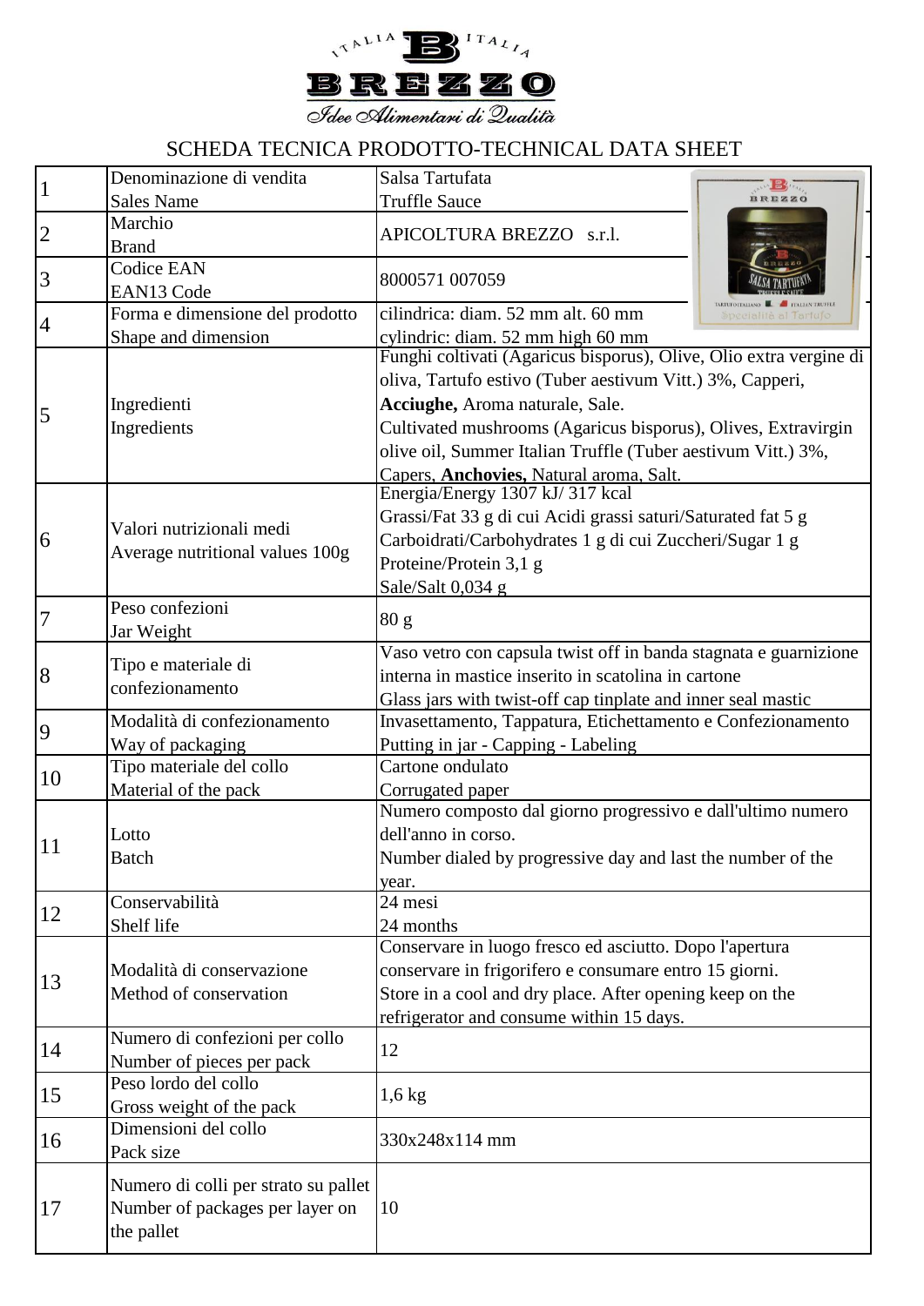# BREZZO

*Idee Alimentari di Qualità*

## SCHEDA TECNICA PRODOTTO-TECHNICAL DATA SHEET

| | | |
|---|---|---|
| 1 | Denominazione di vendita<br>Sales Name | Salsa Tartufata<br>Truffle Sauce |
| 2 | Marchio<br>Brand | APICOLTURA BREZZO s.r.l. |
| 3 | Codice EAN<br>EAN13 Code | 8000571 007059 |
| 4 | Forma e dimensione del prodotto<br>Shape and dimension | cilindrica: diam. 52 mm alt. 60 mm<br>cylindric: diam. 52 mm high 60 mm |
| 5 | Ingredienti<br>Ingredients | Funghi coltivati (Agaricus bisporus), Olive, Olio extra vergine di oliva, Tartufo estivo (Tuber aestivum Vitt.) 3%, Capperi, **Acciughe,** Aroma naturale, Sale.<br>Cultivated mushrooms (Agaricus bisporus), Olives, Extravirgin olive oil, Summer Italian Truffle (Tuber aestivum Vitt.) 3%, Capers, **Anchovies,** Natural aroma, Salt. |
| 6 | Valori nutrizionali medi<br>Average nutritional values 100g | Energia/Energy 1307 kJ/ 317 kcal<br>Grassi/Fat 33 g di cui Acidi grassi saturi/Saturated fat 5 g<br>Carboidrati/Carbohydrates 1 g di cui Zuccheri/Sugar 1 g<br>Proteine/Protein 3,1 g<br>Sale/Salt 0,034 g |
| 7 | Peso confezioni<br>Jar Weight | 80 g |
| 8 | Tipo e materiale di confezionamento | Vaso vetro con capsula twist off in banda stagnata e guarnizione interna in mastice inserito in scatolina in cartone<br>Glass jars with twist-off cap tinplate and inner seal mastic |
| 9 | Modalità di confezionamento<br>Way of packaging | Invasettamento, Tappatura, Etichettamento e Confezionamento<br>Putting in jar - Capping - Labeling |
| 10 | Tipo materiale del collo<br>Material of the pack | Cartone ondulato<br>Corrugated paper |
| 11 | Lotto<br>Batch | Numero composto dal giorno progressivo e dall'ultimo numero dell'anno in corso.<br>Number dialed by progressive day and last the number of the year. |
| 12 | Conservabilità<br>Shelf life | 24 mesi<br>24 months |
| 13 | Modalità di conservazione<br>Method of conservation | Conservare in luogo fresco ed asciutto. Dopo l'apertura conservare in frigorifero e consumare entro 15 giorni.<br>Store in a cool and dry place. After opening keep on the refrigerator and consume within 15 days. |
| 14 | Numero di confezioni per collo<br>Number of pieces per pack | 12 |
| 15 | Peso lordo del collo<br>Gross weight of the pack | 1,6 kg |
| 16 | Dimensioni del collo<br>Pack size | 330x248x114 mm |
| 17 | Numero di colli per strato su pallet<br>Number of packages per layer on the pallet | 10 |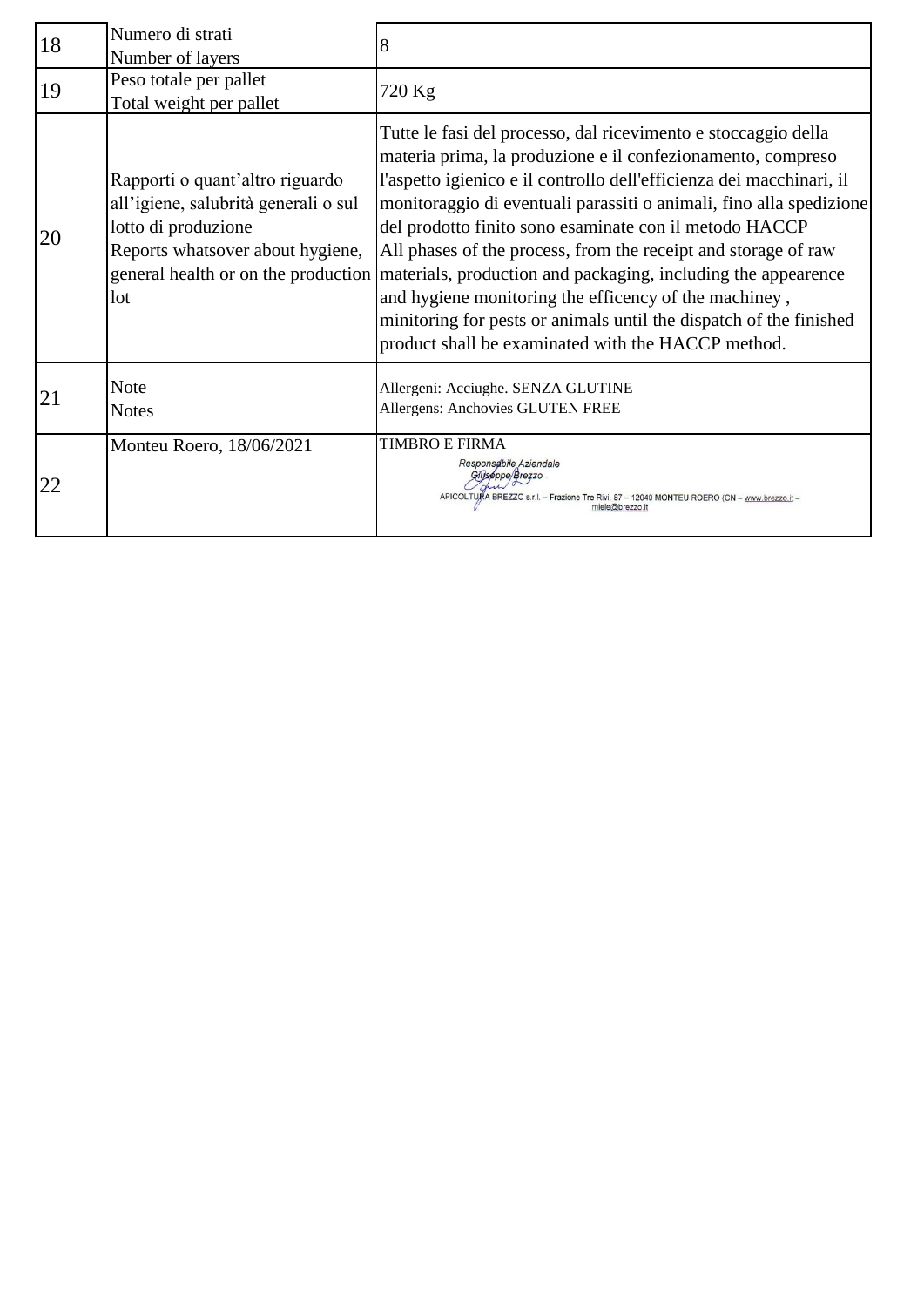| | | |
|---|---|---|
| 18 | Numero di strati<br>Number of layers | 8 |
| 19 | Peso totale per pallet<br>Total weight per pallet | 720 Kg |
| 20 | Rapporti o quant'altro riguardo all'igiene, salubrità generali o sul lotto di produzione<br>Reports whatsover about hygiene, general health or on the production lot | Tutte le fasi del processo, dal ricevimento e stoccaggio della materia prima, la produzione e il confezionamento, compreso l'aspetto igienico e il controllo dell'efficienza dei macchinari, il monitoraggio di eventuali parassiti o animali, fino alla spedizione del prodotto finito sono esaminate con il metodo HACCP<br>All phases of the process, from the receipt and storage of raw materials, production and packaging, including the appearence and hygiene monitoring the efficency of the machiney , minitoring for pests or animals until the dispatch of the finished product shall be examinated with the HACCP method. |
| 21 | Note<br>Notes | Allergeni: Acciughe. SENZA GLUTINE<br>Allergens: Anchovies GLUTEN FREE |
| 22 | Monteu Roero, 18/06/2021 | TIMBRO E FIRMA<br>Responsabile Aziendale<br>Giuseppe Brezzo<br>APICOLTURA BREZZO s.r.l. – Frazione Tre Rivi, 87 – 12040 MONTEU ROERO (CN – www.brezzo.it – miele@brezzo.it |